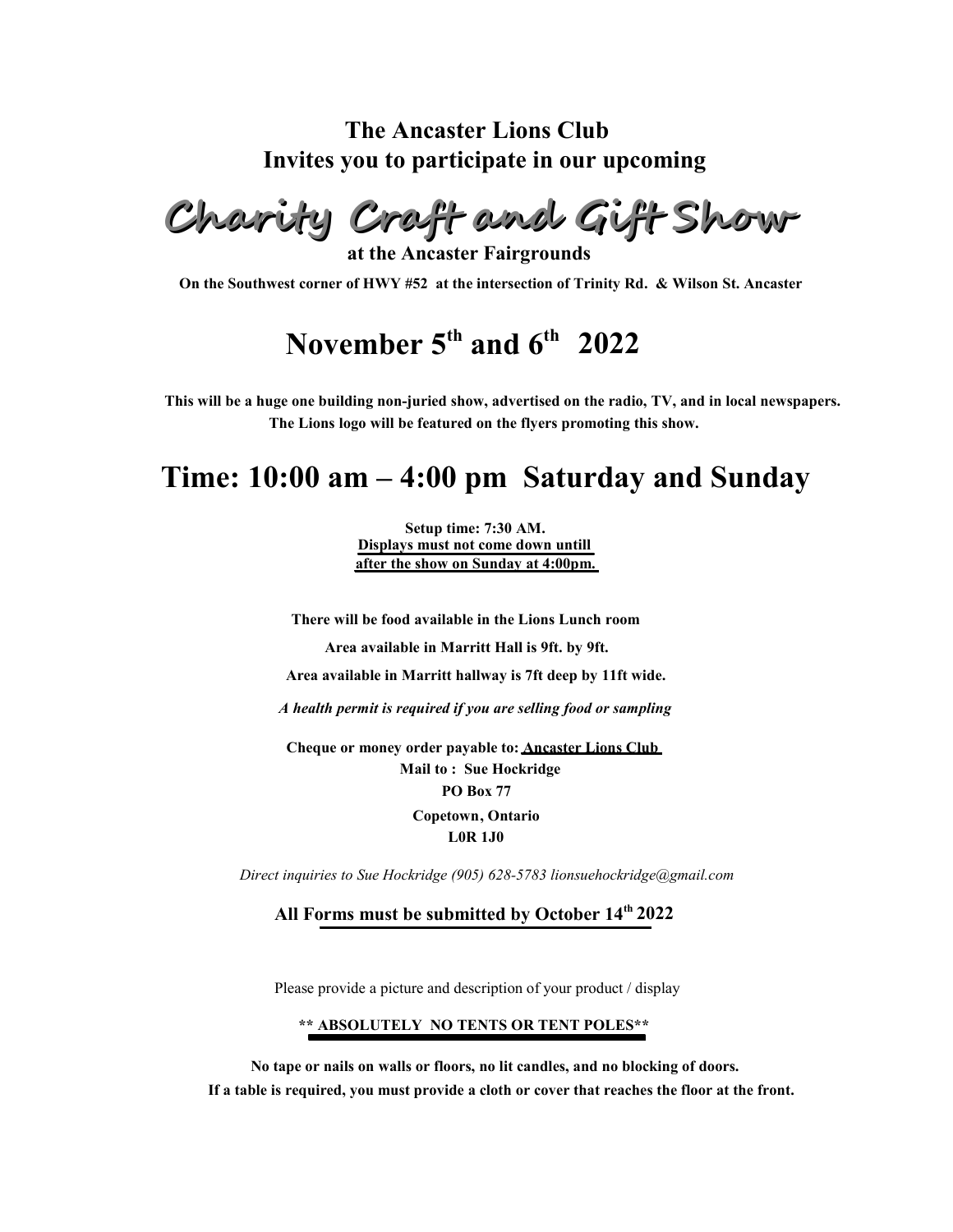**The Ancaster Lions Club**
**Invites you to participate in our upcoming**

# Charity Craft and Gift Show

**at the Ancaster Fairgrounds**

**On the Southwest corner of HWY #52 at the intersection of Trinity Rd. & Wilson St. Ancaster**

## November 5th and 6th 2022

**This will be a huge one building non-juried show, advertised on the radio, TV, and in local newspapers. The Lions logo will be featured on the flyers promoting this show.**

## Time: 10:00 am – 4:00 pm Saturday and Sunday

**Setup time: 7:30 AM.**
**Displays must not come down untill after the show on Sunday at 4:00pm.**

**There will be food available in the Lions Lunch room**

**Area available in Marritt Hall is 9ft. by 9ft.**

**Area available in Marritt hallway is 7ft deep by 11ft wide.**

***A health permit is required if you are selling food or sampling***

**Cheque or money order payable to: Ancaster Lions Club**
**Mail to : Sue Hockridge**
**PO Box 77**
**Copetown, Ontario**
**L0R 1J0**

*Direct inquiries to Sue Hockridge (905) 628-5783 lionsuehockridge@gmail.com*

**All Forms must be submitted by October 14th 2022**

Please provide a picture and description of your product / display

**\*\* ABSOLUTELY NO TENTS OR TENT POLES\*\***

**No tape or nails on walls or floors, no lit candles, and no blocking of doors.**
**If a table is required, you must provide a cloth or cover that reaches the floor at the front.**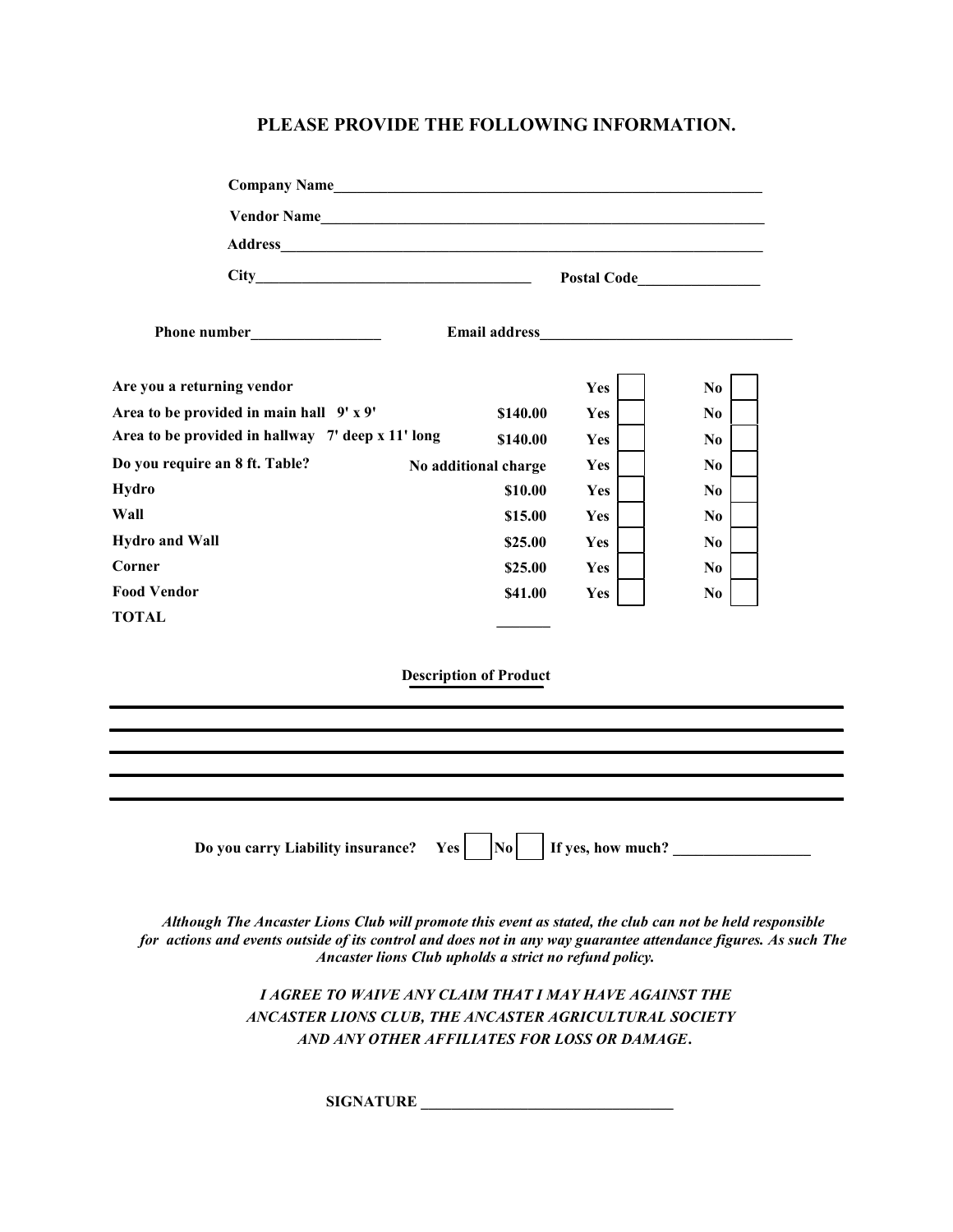## PLEASE PROVIDE THE FOLLOWING INFORMATION.

**Company Name**\_\_\_\_\_\_\_\_\_\_\_\_\_\_\_\_\_\_\_\_\_\_\_\_\_\_\_\_\_\_\_\_\_\_\_\_\_\_\_\_\_\_\_\_\_\_\_\_\_\_\_\_\_\_\_

**Vendor Name**\_\_\_\_\_\_\_\_\_\_\_\_\_\_\_\_\_\_\_\_\_\_\_\_\_\_\_\_\_\_\_\_\_\_\_\_\_\_\_\_\_\_\_\_\_\_\_\_\_\_\_\_\_\_\_\_\_\_

**Address**\_\_\_\_\_\_\_\_\_\_\_\_\_\_\_\_\_\_\_\_\_\_\_\_\_\_\_\_\_\_\_\_\_\_\_\_\_\_\_\_\_\_\_\_\_\_\_\_\_\_\_\_\_\_\_\_\_\_\_\_\_\_

**City**\_\_\_\_\_\_\_\_\_\_\_\_\_\_\_\_\_\_\_\_\_\_\_\_\_\_\_\_\_\_\_\_\_\_\_\_\_ **Postal Code**\_\_\_\_\_\_\_\_\_\_\_\_\_\_\_\_

**Phone number**\_\_\_\_\_\_\_\_\_\_\_\_\_\_\_\_\_ **Email address**\_\_\_\_\_\_\_\_\_\_\_\_\_\_\_\_\_\_\_\_\_\_\_\_\_\_\_\_\_\_\_\_\_\_

| | | | |
|---|---|---|---|
| **Are you a returning vendor** | | **Yes** ☐ | **No** ☐ |
| **Area to be provided in main hall 9' x 9'** | **$140.00** | **Yes** ☐ | **No** ☐ |
| **Area to be provided in hallway 7' deep x 11' long** | **$140.00** | **Yes** ☐ | **No** ☐ |
| **Do you require an 8 ft. Table?** | **No additional charge** | **Yes** ☐ | **No** ☐ |
| **Hydro** | **$10.00** | **Yes** ☐ | **No** ☐ |
| **Wall** | **$15.00** | **Yes** ☐ | **No** ☐ |
| **Hydro and Wall** | **$25.00** | **Yes** ☐ | **No** ☐ |
| **Corner** | **$25.00** | **Yes** ☐ | **No** ☐ |
| **Food Vendor** | **$41.00** | **Yes** ☐ | **No** ☐ |
| **TOTAL** | \_\_\_\_\_\_\_ | | |

**Description of Product**

\_\_\_\_\_\_\_\_\_\_\_\_\_\_\_\_\_\_\_\_\_\_\_\_\_\_\_\_\_\_\_\_\_\_\_\_\_\_\_\_\_\_\_\_\_\_\_\_\_\_\_\_\_\_\_\_\_\_\_\_\_\_\_\_\_\_\_\_\_\_\_\_\_\_\_\_\_\_

\_\_\_\_\_\_\_\_\_\_\_\_\_\_\_\_\_\_\_\_\_\_\_\_\_\_\_\_\_\_\_\_\_\_\_\_\_\_\_\_\_\_\_\_\_\_\_\_\_\_\_\_\_\_\_\_\_\_\_\_\_\_\_\_\_\_\_\_\_\_\_\_\_\_\_\_\_\_

\_\_\_\_\_\_\_\_\_\_\_\_\_\_\_\_\_\_\_\_\_\_\_\_\_\_\_\_\_\_\_\_\_\_\_\_\_\_\_\_\_\_\_\_\_\_\_\_\_\_\_\_\_\_\_\_\_\_\_\_\_\_\_\_\_\_\_\_\_\_\_\_\_\_\_\_\_\_

\_\_\_\_\_\_\_\_\_\_\_\_\_\_\_\_\_\_\_\_\_\_\_\_\_\_\_\_\_\_\_\_\_\_\_\_\_\_\_\_\_\_\_\_\_\_\_\_\_\_\_\_\_\_\_\_\_\_\_\_\_\_\_\_\_\_\_\_\_\_\_\_\_\_\_\_\_\_

\_\_\_\_\_\_\_\_\_\_\_\_\_\_\_\_\_\_\_\_\_\_\_\_\_\_\_\_\_\_\_\_\_\_\_\_\_\_\_\_\_\_\_\_\_\_\_\_\_\_\_\_\_\_\_\_\_\_\_\_\_\_\_\_\_\_\_\_\_\_\_\_\_\_\_\_\_\_

**Do you carry Liability insurance? Yes** ☐ **No** ☐ **If yes, how much?** \_\_\_\_\_\_\_\_\_\_\_\_\_\_\_\_\_\_

***Although The Ancaster Lions Club will promote this event as stated, the club can not be held responsible for actions and events outside of its control and does not in any way guarantee attendance figures. As such The Ancaster lions Club upholds a strict no refund policy.***

***I AGREE TO WAIVE ANY CLAIM THAT I MAY HAVE AGAINST THE ANCASTER LIONS CLUB, THE ANCASTER AGRICULTURAL SOCIETY AND ANY OTHER AFFILIATES FOR LOSS OR DAMAGE.***

**SIGNATURE** \_\_\_\_\_\_\_\_\_\_\_\_\_\_\_\_\_\_\_\_\_\_\_\_\_\_\_\_\_\_\_\_\_\_